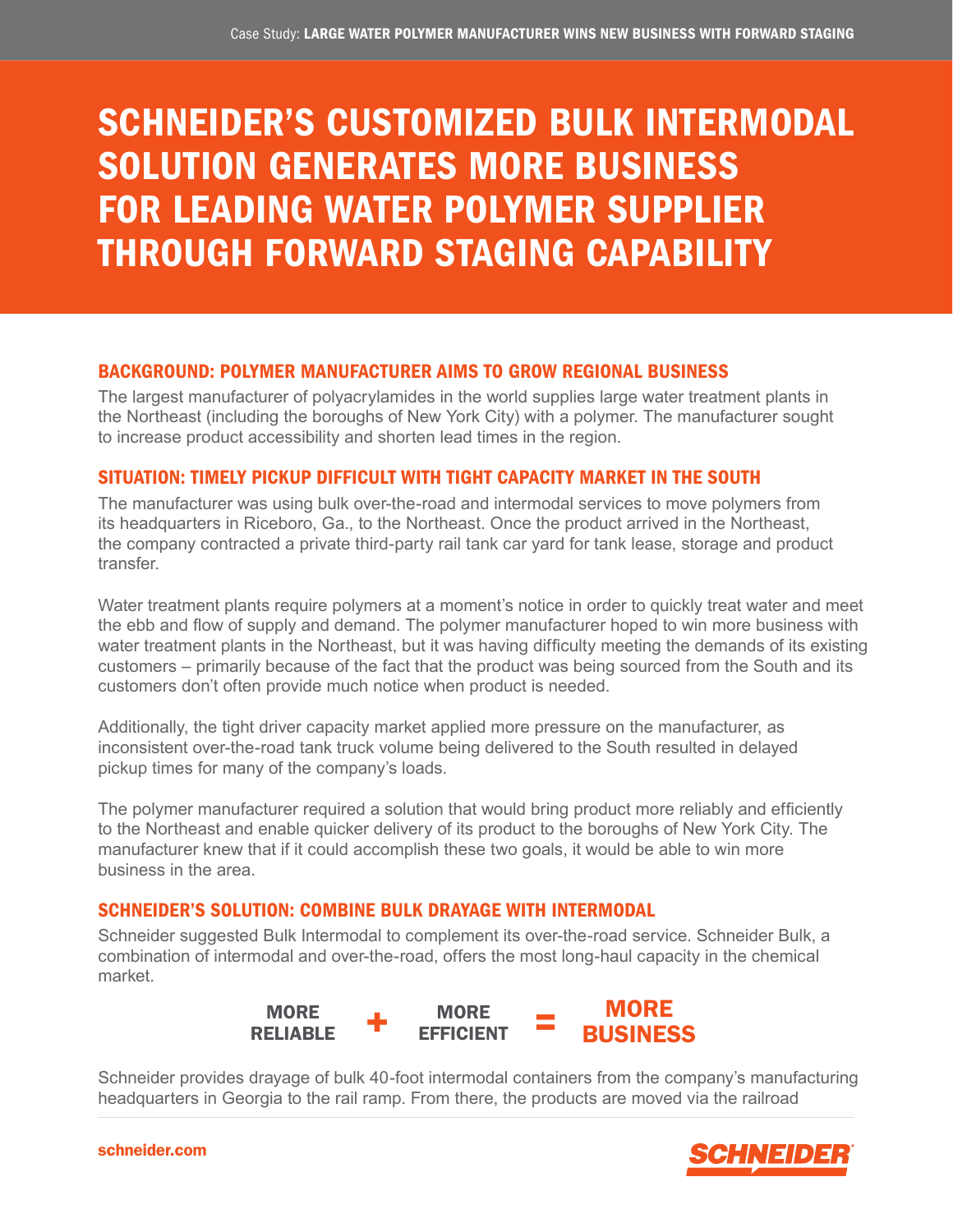# SCHNEIDER'S CUSTOMIZED BULK INTERMODAL SOLUTION GENERATES MORE BUSINESS FOR LEADING WATER POLYMER SUPPLIER THROUGH FORWARD STAGING CAPABILITY

## BACKGROUND: POLYMER MANUFACTURER AIMS TO GROW REGIONAL BUSINESS

The largest manufacturer of polyacrylamides in the world supplies large water treatment plants in the Northeast (including the boroughs of New York City) with a polymer. The manufacturer sought to increase product accessibility and shorten lead times in the region.

## SITUATION: TIMELY PICKUP DIFFICULT WITH TIGHT CAPACITY MARKET IN THE SOUTH

The manufacturer was using bulk over-the-road and intermodal services to move polymers from its headquarters in Riceboro, Ga., to the Northeast. Once the product arrived in the Northeast, the company contracted a private third-party rail tank car yard for tank lease, storage and product transfer.

Water treatment plants require polymers at a moment's notice in order to quickly treat water and meet the ebb and flow of supply and demand. The polymer manufacturer hoped to win more business with water treatment plants in the Northeast, but it was having difficulty meeting the demands of its existing customers – primarily because of the fact that the product was being sourced from the South and its customers don't often provide much notice when product is needed.

Additionally, the tight driver capacity market applied more pressure on the manufacturer, as inconsistent over-the-road tank truck volume being delivered to the South resulted in delayed pickup times for many of the company's loads.

The polymer manufacturer required a solution that would bring product more reliably and efficiently to the Northeast and enable quicker delivery of its product to the boroughs of New York City. The manufacturer knew that if it could accomplish these two goals, it would be able to win more business in the area.

## SCHNEIDER'S SOLUTION: COMBINE BULK DRAYAGE WITH INTERMODAL

Schneider suggested Bulk Intermodal to complement its over-the-road service. Schneider Bulk, a combination of intermodal and over-the-road, offers the most long-haul capacity in the chemical market.

**MORE RELIABLE + MORE EFFICIENT = MORE BUSINESS**

Schneider provides drayage of bulk 40-foot intermodal containers from the company's manufacturing headquarters in Georgia to the rail ramp. From there, the products are moved via the railroad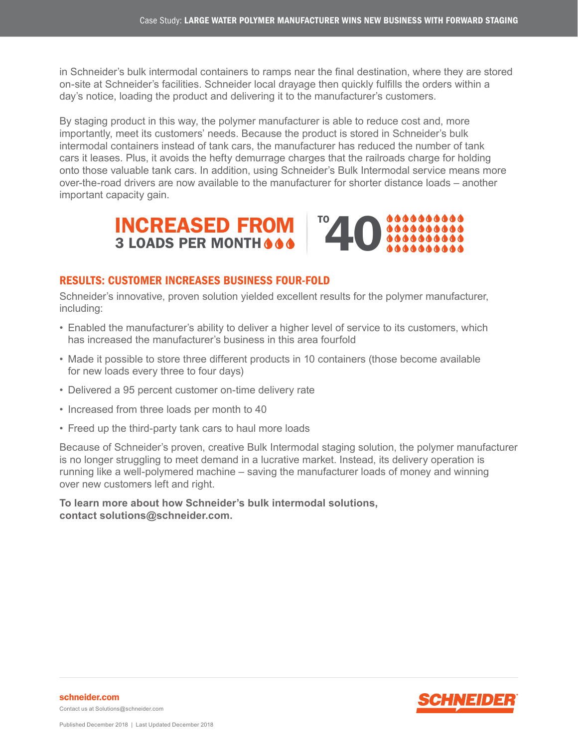in Schneider's bulk intermodal containers to ramps near the final destination, where they are stored on-site at Schneider's facilities. Schneider local drayage then quickly fulfills the orders within a day's notice, loading the product and delivering it to the manufacturer's customers.

By staging product in this way, the polymer manufacturer is able to reduce cost and, more importantly, meet its customers' needs. Because the product is stored in Schneider's bulk intermodal containers instead of tank cars, the manufacturer has reduced the number of tank cars it leases. Plus, it avoids the hefty demurrage charges that the railroads charge for holding onto those valuable tank cars. In addition, using Schneider's Bulk Intermodal service means more over-the-road drivers are now available to the manufacturer for shorter distance loads – another important capacity gain.

**INCREASED FROM 3 LOADS PER MONTH TO 40**

## RESULTS: CUSTOMER INCREASES BUSINESS FOUR-FOLD

Schneider's innovative, proven solution yielded excellent results for the polymer manufacturer, including:

- Enabled the manufacturer's ability to deliver a higher level of service to its customers, which has increased the manufacturer's business in this area fourfold
- Made it possible to store three different products in 10 containers (those become available for new loads every three to four days)
- Delivered a 95 percent customer on-time delivery rate
- Increased from three loads per month to 40
- Freed up the third-party tank cars to haul more loads

Because of Schneider's proven, creative Bulk Intermodal staging solution, the polymer manufacturer is no longer struggling to meet demand in a lucrative market. Instead, its delivery operation is running like a well-polymered machine – saving the manufacturer loads of money and winning over new customers left and right.

**To learn more about how Schneider's bulk intermodal solutions, contact solutions@schneider.com.**

**schneider.com**
Contact us at Solutions@schneider.com

Published December 2018 | Last Updated December 2018